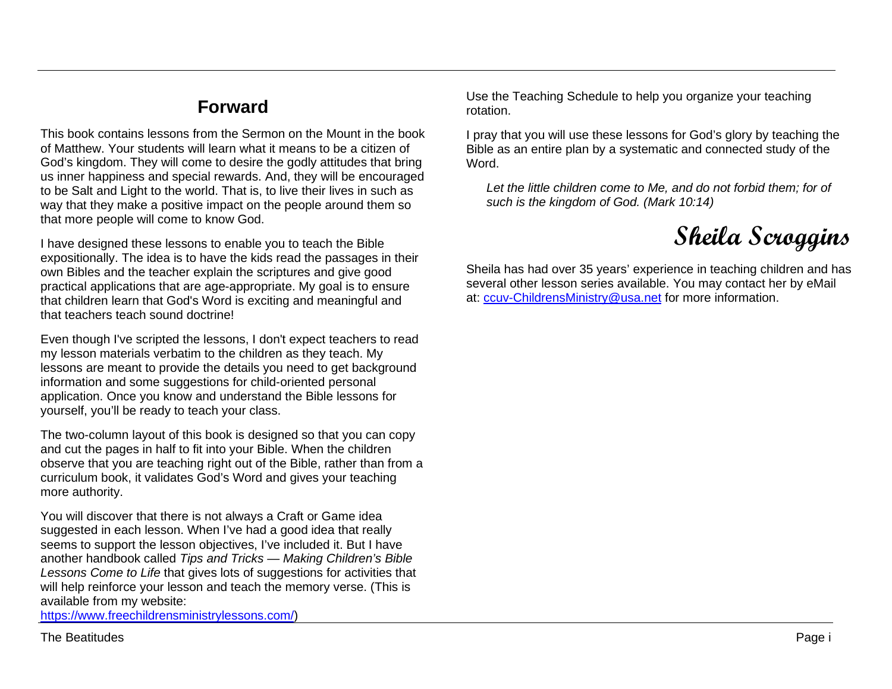## Forward

This book contains lessons from the Sermon on the Mount in the book of Matthew. Your students will learn what it means to be a citizen of God's kingdom. They will come to desire the godly attitudes that bring us inner happiness and special rewards. And, they will be encouraged to be Salt and Light to the world. That is, to live their lives in such as way that they make a positive impact on the people around them so that more people will come to know God.

I have designed these lessons to enable you to teach the Bible expositionally. The idea is to have the kids read the passages in their own Bibles and the teacher explain the scriptures and give good practical applications that are age-appropriate. My goal is to ensure that children learn that God's Word is exciting and meaningful and that teachers teach sound doctrine!

Even though I've scripted the lessons, I don't expect teachers to read my lesson materials verbatim to the children as they teach. My lessons are meant to provide the details you need to get background information and some suggestions for child-oriented personal application. Once you know and understand the Bible lessons for yourself, you'll be ready to teach your class.

The two-column layout of this book is designed so that you can copy and cut the pages in half to fit into your Bible. When the children observe that you are teaching right out of the Bible, rather than from a curriculum book, it validates God's Word and gives your teaching more authority.

You will discover that there is not always a Craft or Game idea suggested in each lesson. When I've had a good idea that really seems to support the lesson objectives, I've included it. But I have another handbook called *Tips and Tricks — Making Children's Bible Lessons Come to Life* that gives lots of suggestions for activities that will help reinforce your lesson and teach the memory verse. (This is available from my website: https://www.freechildrensministrylessons.com/)

Use the Teaching Schedule to help you organize your teaching rotation.

I pray that you will use these lessons for God's glory by teaching the Bible as an entire plan by a systematic and connected study of the Word.

> *Let the little children come to Me, and do not forbid them; for of such is the kingdom of God. (Mark 10:14)*

**Sheila Scroggins**

Sheila has had over 35 years' experience in teaching children and has several other lesson series available. You may contact her by eMail at: ccuv-ChildrensMinistry@usa.net for more information.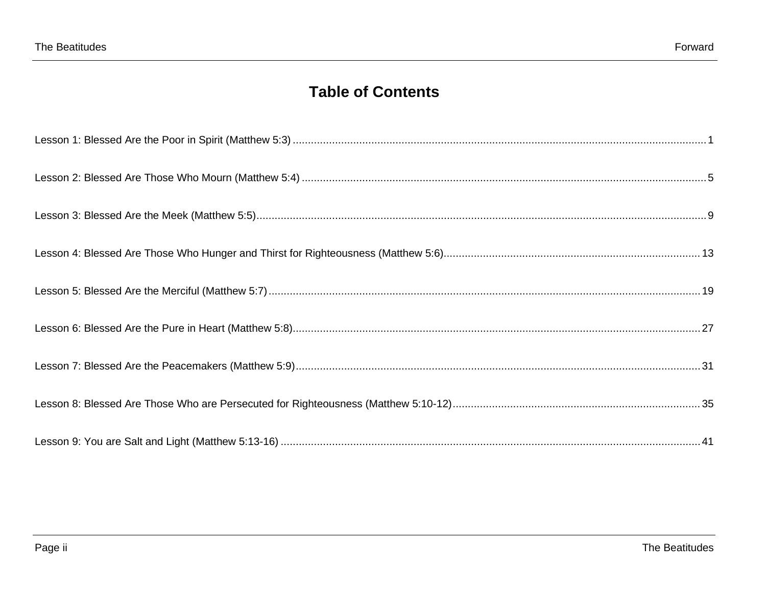# Table of Contents

Lesson 1: Blessed Are the Poor in Spirit (Matthew 5:3) ........ 1

Lesson 2: Blessed Are Those Who Mourn (Matthew 5:4) ........ 5

Lesson 3: Blessed Are the Meek (Matthew 5:5) ........ 9

Lesson 4: Blessed Are Those Who Hunger and Thirst for Righteousness (Matthew 5:6) ........ 13

Lesson 5: Blessed Are the Merciful (Matthew 5:7) ........ 19

Lesson 6: Blessed Are the Pure in Heart (Matthew 5:8) ........ 27

Lesson 7: Blessed Are the Peacemakers (Matthew 5:9) ........ 31

Lesson 8: Blessed Are Those Who are Persecuted for Righteousness (Matthew 5:10-12) ........ 35

Lesson 9: You are Salt and Light (Matthew 5:13-16) ........ 41